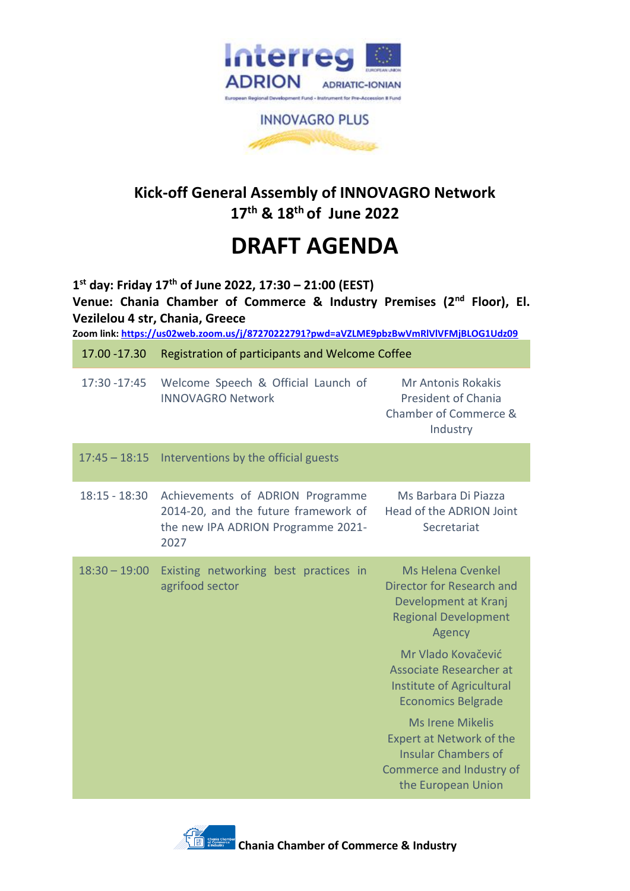INNOVAGRO PLUS

# Kick-off General Assembly of INNOVAGRO Network

## 17th & 18th of June 2022

# DRAFT AGENDA

**1st day: Friday 17th of June 2022, 17:30 – 21:00 (EEST)**

**Venue: Chania Chamber of Commerce & Industry Premises (2nd Floor), El. Vezilelou 4 str, Chania, Greece**

**Zoom link:** https://us02web.zoom.us/j/87270222791?pwd=aVZLME9pbzBwVmRlVlVFMjBLOG1Udz09

| Time | Session | Speaker |
|---|---|---|
| 17.00 -17.30 | Registration of participants and Welcome Coffee | |
| 17:30 -17:45 | Welcome Speech & Official Launch of INNOVAGRO Network | Mr Antonis Rokakis<br>President of Chania Chamber of Commerce & Industry |
| 17:45 – 18:15 | Interventions by the official guests | |
| 18:15 - 18:30 | Achievements of ADRION Programme 2014-20, and the future framework of the new IPA ADRION Programme 2021-2027 | Ms Barbara Di Piazza<br>Head of the ADRION Joint Secretariat |
| 18:30 – 19:00 | Existing networking best practices in agrifood sector | Ms Helena Cvenkel<br>Director for Research and Development at Kranj Regional Development Agency<br><br>Mr Vlado Kovačević<br>Associate Researcher at Institute of Agricultural Economics Belgrade<br><br>Ms Irene Mikelis<br>Expert at Network of the Insular Chambers of Commerce and Industry of the European Union |

Chania Chamber of Commerce & Industry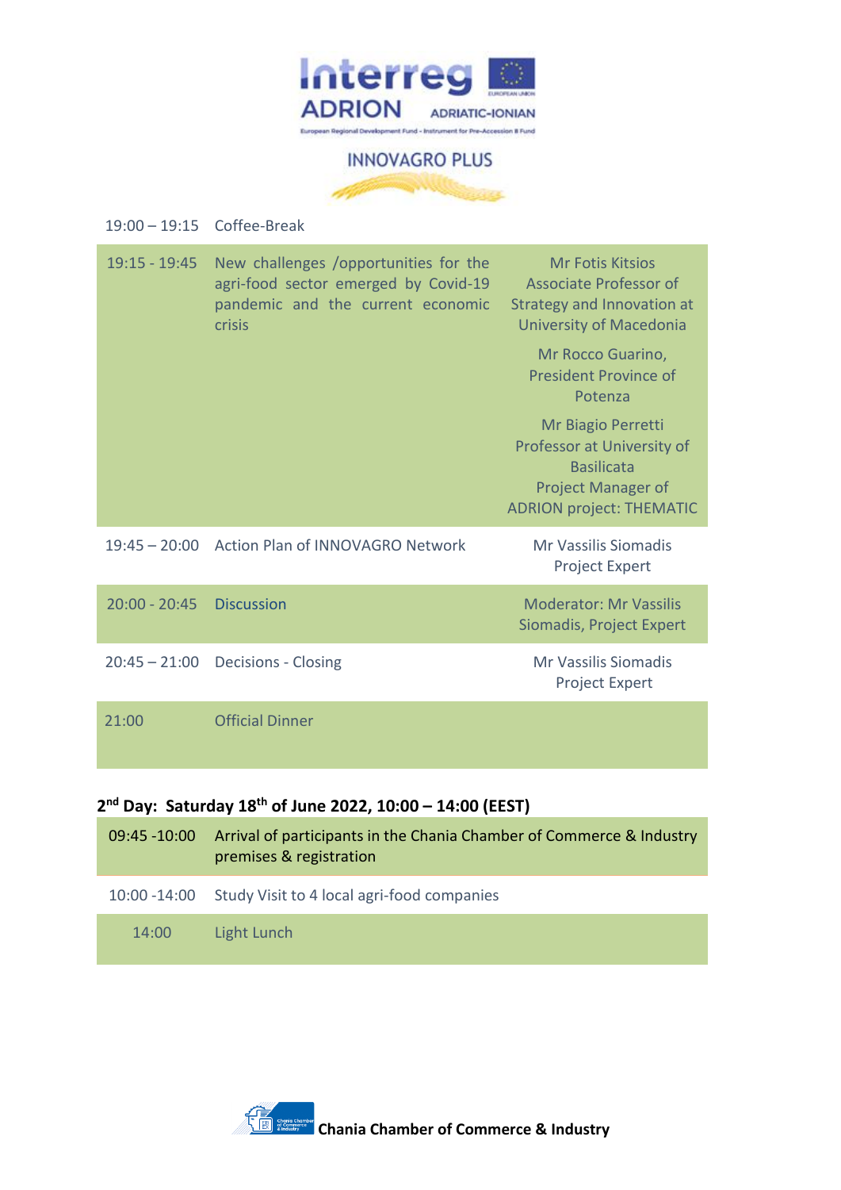INNOVAGRO PLUS

| | | |
|---|---|---|
| 19:00 – 19:15 | Coffee-Break | |
| 19:15 - 19:45 | New challenges /opportunities for the agri-food sector emerged by Covid-19 pandemic and the current economic crisis | Mr Fotis Kitsios Associate Professor of Strategy and Innovation at University of Macedonia<br>Mr Rocco Guarino, President Province of Potenza<br>Mr Biagio Perretti Professor at University of Basilicata Project Manager of ADRION project: THEMATIC |
| 19:45 – 20:00 | Action Plan of INNOVAGRO Network | Mr Vassilis Siomadis Project Expert |
| 20:00 - 20:45 | Discussion | Moderator: Mr Vassilis Siomadis, Project Expert |
| 20:45 – 21:00 | Decisions - Closing | Mr Vassilis Siomadis Project Expert |
| 21:00 | Official Dinner | |

**2nd Day: Saturday 18th of June 2022, 10:00 – 14:00 (EEST)**

| | |
|---|---|
| 09:45 -10:00 | Arrival of participants in the Chania Chamber of Commerce & Industry premises & registration |
| 10:00 -14:00 | Study Visit to 4 local agri-food companies |
| 14:00 | Light Lunch |

**Chania Chamber of Commerce & Industry**